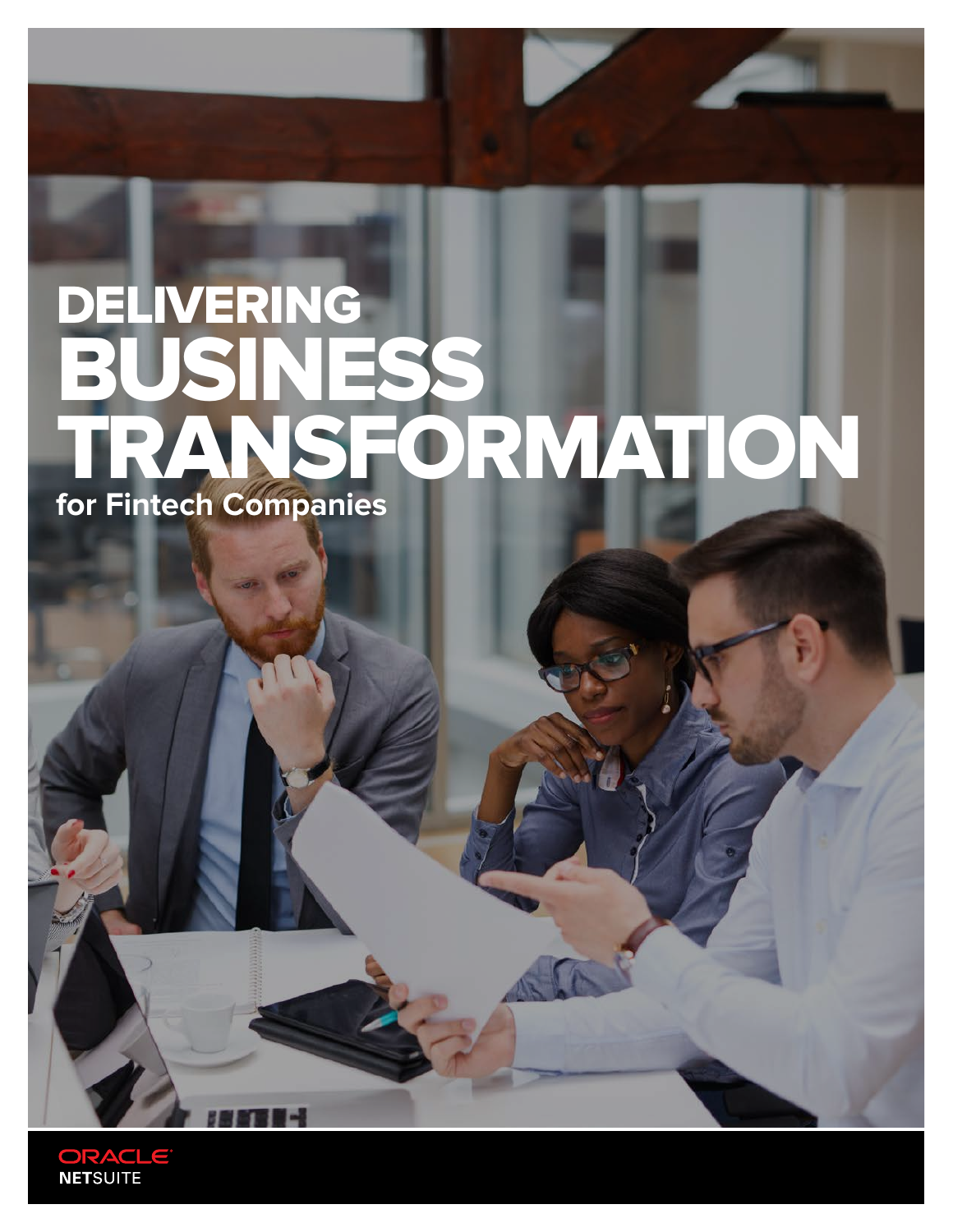# DELIVERING BUSINESS TRANSFORMATION

for Fintech Companies

ORACLE NETSUITE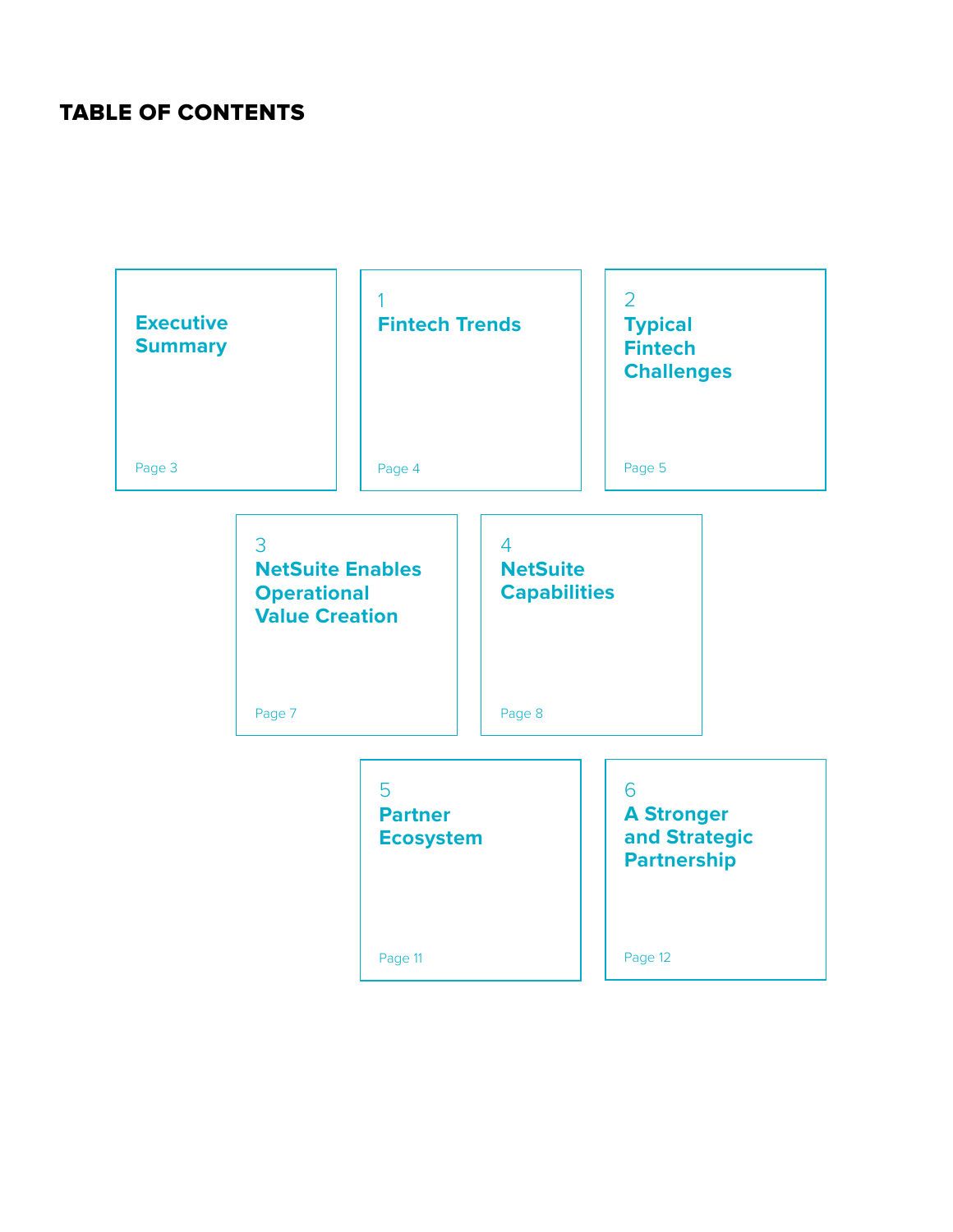# TABLE OF CONTENTS

**Executive Summary**
Page 3

1
**Fintech Trends**
Page 4

2
**Typical Fintech Challenges**
Page 5

3
**NetSuite Enables Operational Value Creation**
Page 7

4
**NetSuite Capabilities**
Page 8

5
**Partner Ecosystem**
Page 11

6
**A Stronger and Strategic Partnership**
Page 12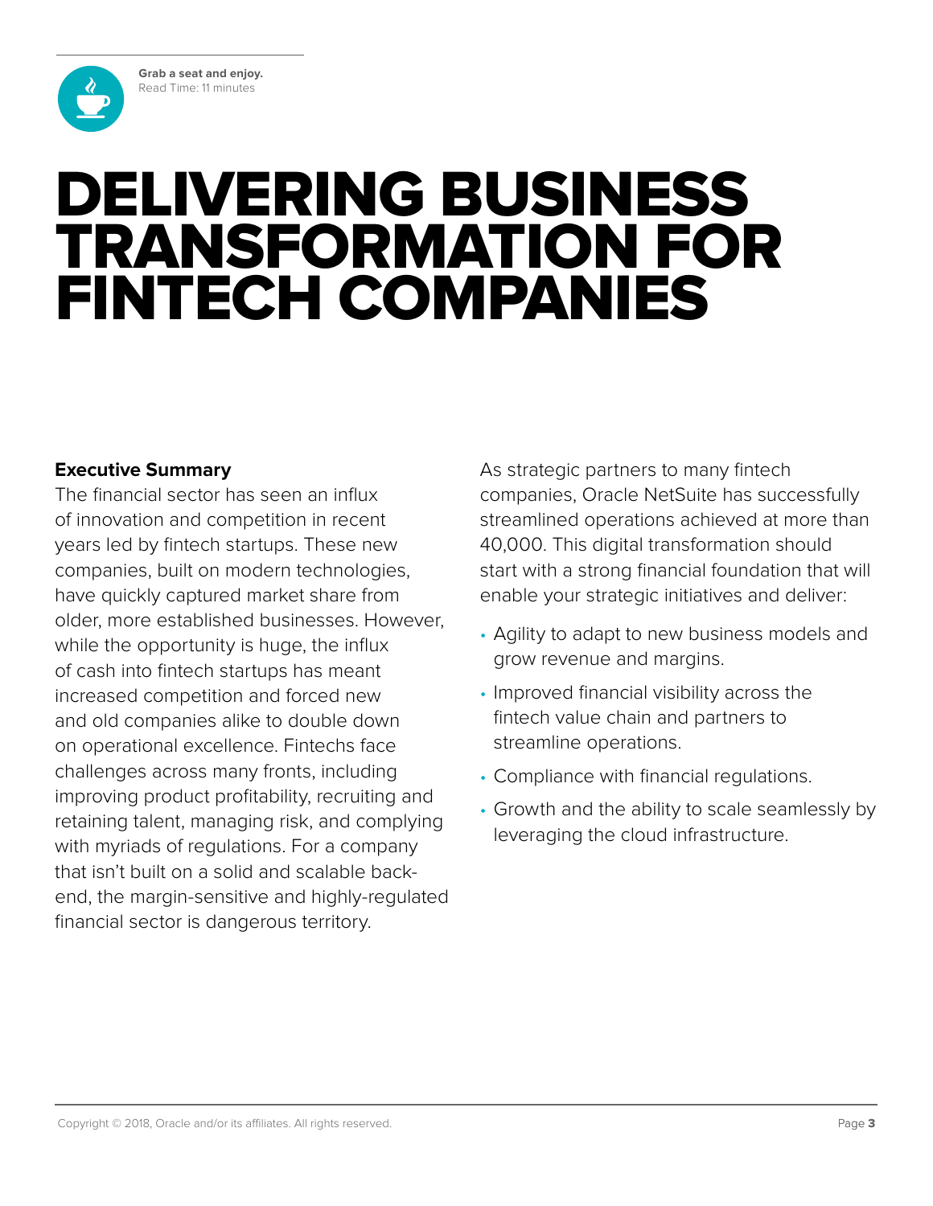Grab a seat and enjoy.
Read Time: 11 minutes

# DELIVERING BUSINESS TRANSFORMATION FOR FINTECH COMPANIES

**Executive Summary**

The financial sector has seen an influx of innovation and competition in recent years led by fintech startups. These new companies, built on modern technologies, have quickly captured market share from older, more established businesses. However, while the opportunity is huge, the influx of cash into fintech startups has meant increased competition and forced new and old companies alike to double down on operational excellence. Fintechs face challenges across many fronts, including improving product profitability, recruiting and retaining talent, managing risk, and complying with myriads of regulations. For a company that isn't built on a solid and scalable back-end, the margin-sensitive and highly-regulated financial sector is dangerous territory.

As strategic partners to many fintech companies, Oracle NetSuite has successfully streamlined operations achieved at more than 40,000. This digital transformation should start with a strong financial foundation that will enable your strategic initiatives and deliver:

- Agility to adapt to new business models and grow revenue and margins.
- Improved financial visibility across the fintech value chain and partners to streamline operations.
- Compliance with financial regulations.
- Growth and the ability to scale seamlessly by leveraging the cloud infrastructure.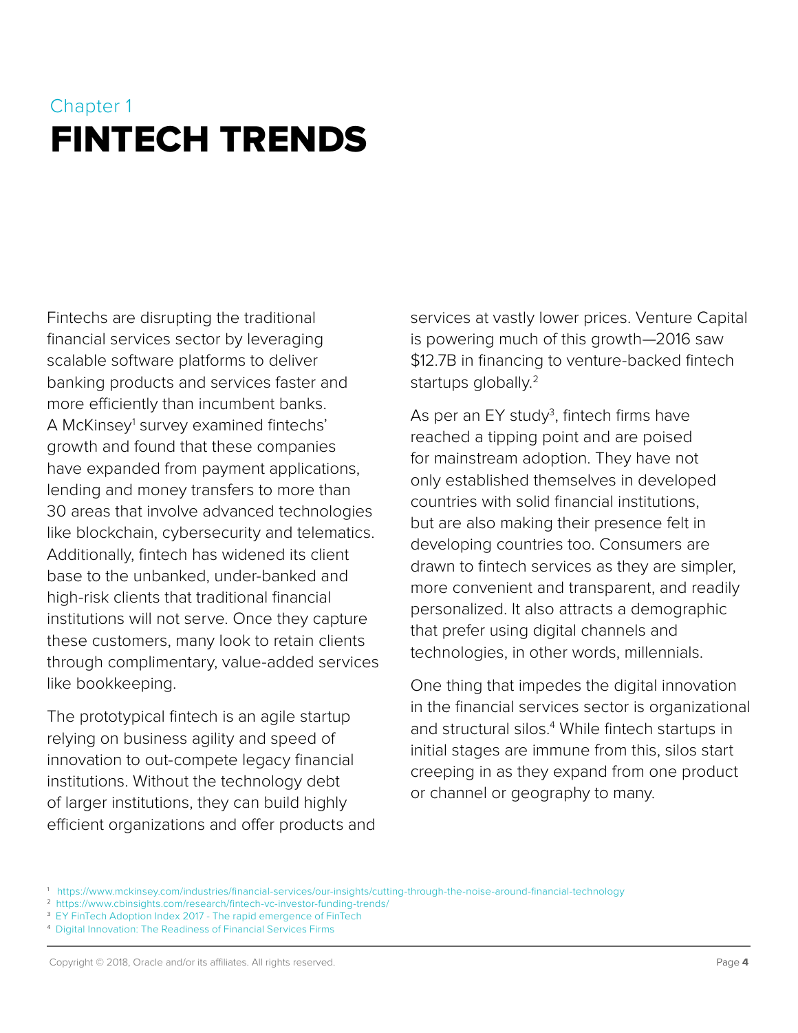Chapter 1

# FINTECH TRENDS

Fintechs are disrupting the traditional financial services sector by leveraging scalable software platforms to deliver banking products and services faster and more efficiently than incumbent banks. A McKinsey[1] survey examined fintechs' growth and found that these companies have expanded from payment applications, lending and money transfers to more than 30 areas that involve advanced technologies like blockchain, cybersecurity and telematics. Additionally, fintech has widened its client base to the unbanked, under-banked and high-risk clients that traditional financial institutions will not serve. Once they capture these customers, many look to retain clients through complimentary, value-added services like bookkeeping.

The prototypical fintech is an agile startup relying on business agility and speed of innovation to out-compete legacy financial institutions. Without the technology debt of larger institutions, they can build highly efficient organizations and offer products and services at vastly lower prices. Venture Capital is powering much of this growth—2016 saw $12.7B in financing to venture-backed fintech startups globally.[2]

As per an EY study[3], fintech firms have reached a tipping point and are poised for mainstream adoption. They have not only established themselves in developed countries with solid financial institutions, but are also making their presence felt in developing countries too. Consumers are drawn to fintech services as they are simpler, more convenient and transparent, and readily personalized. It also attracts a demographic that prefer using digital channels and technologies, in other words, millennials.

One thing that impedes the digital innovation in the financial services sector is organizational and structural silos.[4] While fintech startups in initial stages are immune from this, silos start creeping in as they expand from one product or channel or geography to many.

[1] https://www.mckinsey.com/industries/financial-services/our-insights/cutting-through-the-noise-around-financial-technology
[2] https://www.cbinsights.com/research/fintech-vc-investor-funding-trends/
[3] EY FinTech Adoption Index 2017 - The rapid emergence of FinTech
[4] Digital Innovation: The Readiness of Financial Services Firms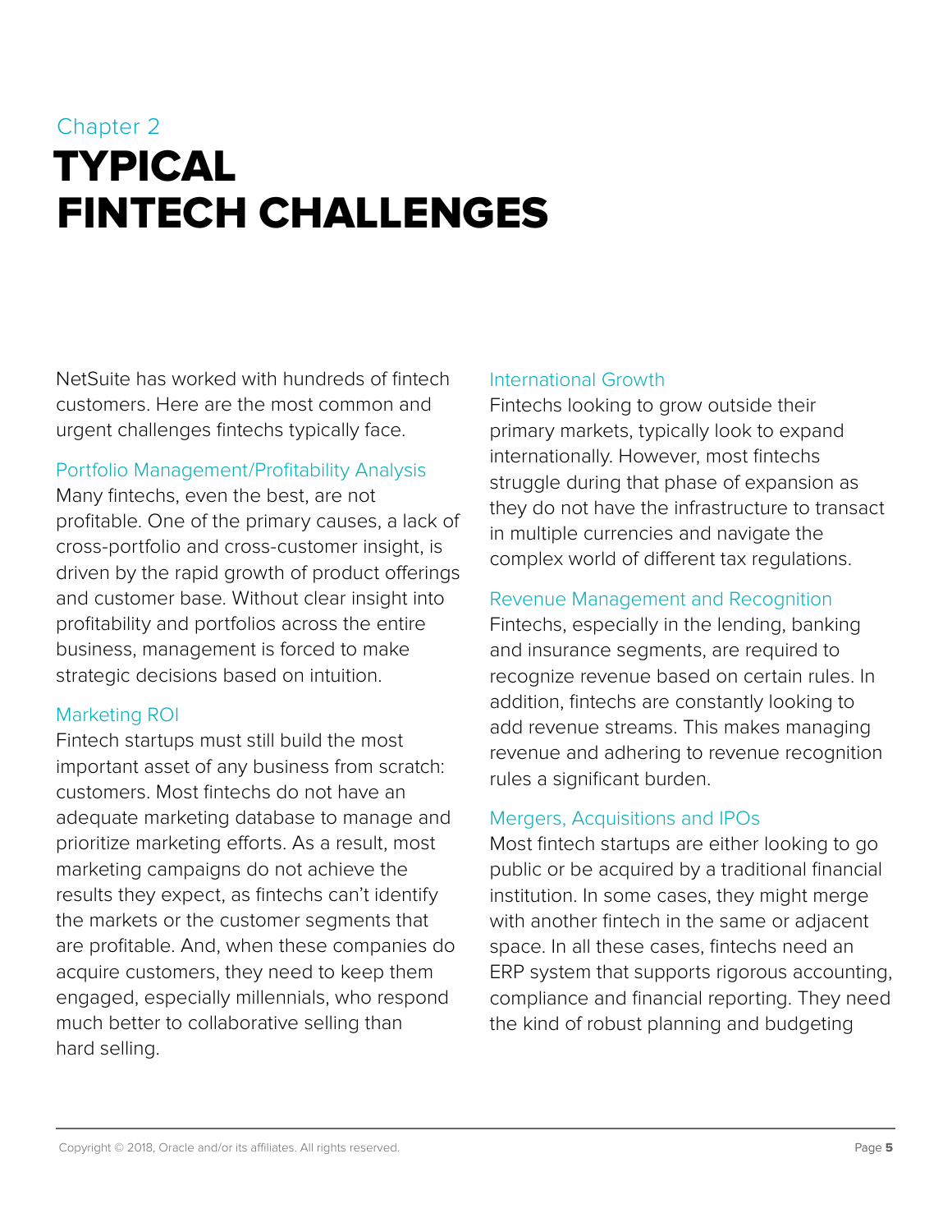Chapter 2

# TYPICAL FINTECH CHALLENGES

NetSuite has worked with hundreds of fintech customers. Here are the most common and urgent challenges fintechs typically face.

### Portfolio Management/Profitability Analysis

Many fintechs, even the best, are not profitable. One of the primary causes, a lack of cross-portfolio and cross-customer insight, is driven by the rapid growth of product offerings and customer base. Without clear insight into profitability and portfolios across the entire business, management is forced to make strategic decisions based on intuition.

### Marketing ROI

Fintech startups must still build the most important asset of any business from scratch: customers. Most fintechs do not have an adequate marketing database to manage and prioritize marketing efforts. As a result, most marketing campaigns do not achieve the results they expect, as fintechs can't identify the markets or the customer segments that are profitable. And, when these companies do acquire customers, they need to keep them engaged, especially millennials, who respond much better to collaborative selling than hard selling.

### International Growth

Fintechs looking to grow outside their primary markets, typically look to expand internationally. However, most fintechs struggle during that phase of expansion as they do not have the infrastructure to transact in multiple currencies and navigate the complex world of different tax regulations.

### Revenue Management and Recognition

Fintechs, especially in the lending, banking and insurance segments, are required to recognize revenue based on certain rules. In addition, fintechs are constantly looking to add revenue streams. This makes managing revenue and adhering to revenue recognition rules a significant burden.

### Mergers, Acquisitions and IPOs

Most fintech startups are either looking to go public or be acquired by a traditional financial institution. In some cases, they might merge with another fintech in the same or adjacent space. In all these cases, fintechs need an ERP system that supports rigorous accounting, compliance and financial reporting. They need the kind of robust planning and budgeting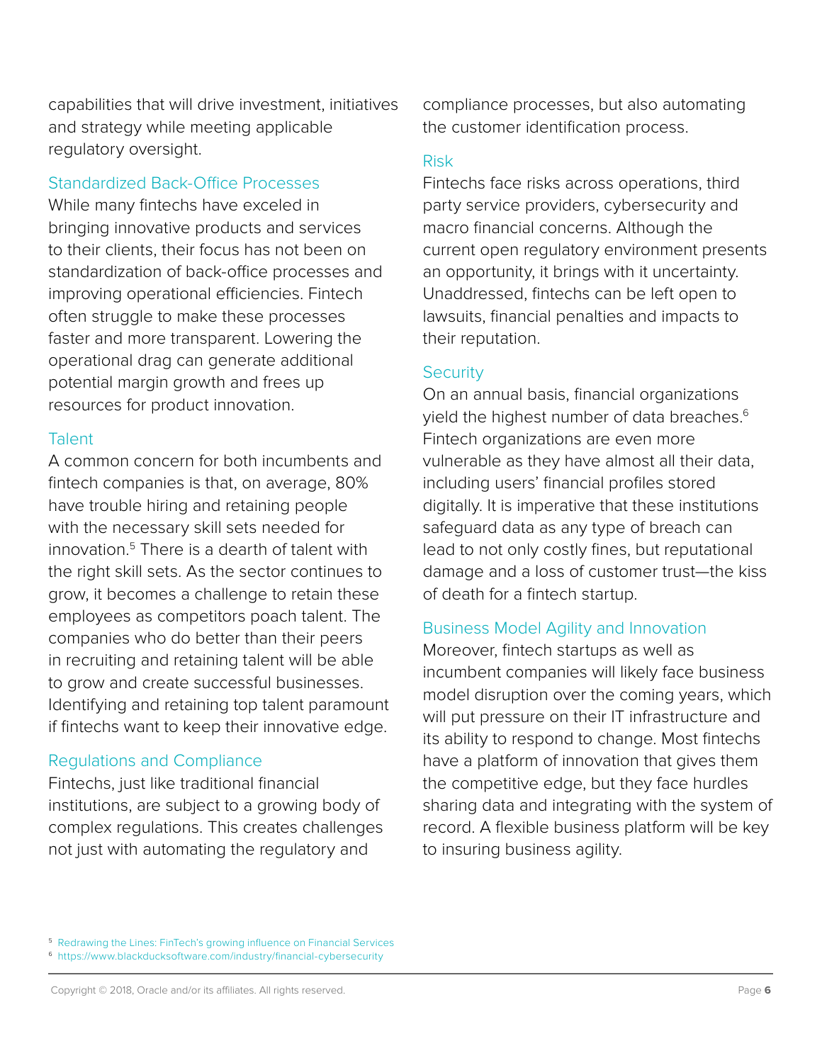capabilities that will drive investment, initiatives and strategy while meeting applicable regulatory oversight.

### Standardized Back-Office Processes

While many fintechs have exceled in bringing innovative products and services to their clients, their focus has not been on standardization of back-office processes and improving operational efficiencies. Fintech often struggle to make these processes faster and more transparent. Lowering the operational drag can generate additional potential margin growth and frees up resources for product innovation.

### Talent

A common concern for both incumbents and fintech companies is that, on average, 80% have trouble hiring and retaining people with the necessary skill sets needed for innovation.[5] There is a dearth of talent with the right skill sets. As the sector continues to grow, it becomes a challenge to retain these employees as competitors poach talent. The companies who do better than their peers in recruiting and retaining talent will be able to grow and create successful businesses. Identifying and retaining top talent paramount if fintechs want to keep their innovative edge.

### Regulations and Compliance

Fintechs, just like traditional financial institutions, are subject to a growing body of complex regulations. This creates challenges not just with automating the regulatory and compliance processes, but also automating the customer identification process.

### Risk

Fintechs face risks across operations, third party service providers, cybersecurity and macro financial concerns. Although the current open regulatory environment presents an opportunity, it brings with it uncertainty. Unaddressed, fintechs can be left open to lawsuits, financial penalties and impacts to their reputation.

### Security

On an annual basis, financial organizations yield the highest number of data breaches.[6] Fintech organizations are even more vulnerable as they have almost all their data, including users' financial profiles stored digitally. It is imperative that these institutions safeguard data as any type of breach can lead to not only costly fines, but reputational damage and a loss of customer trust—the kiss of death for a fintech startup.

### Business Model Agility and Innovation

Moreover, fintech startups as well as incumbent companies will likely face business model disruption over the coming years, which will put pressure on their IT infrastructure and its ability to respond to change. Most fintechs have a platform of innovation that gives them the competitive edge, but they face hurdles sharing data and integrating with the system of record. A flexible business platform will be key to insuring business agility.

---

[5] Redrawing the Lines: FinTech's growing influence on Financial Services

[6] https://www.blackducksoftware.com/industry/financial-cybersecurity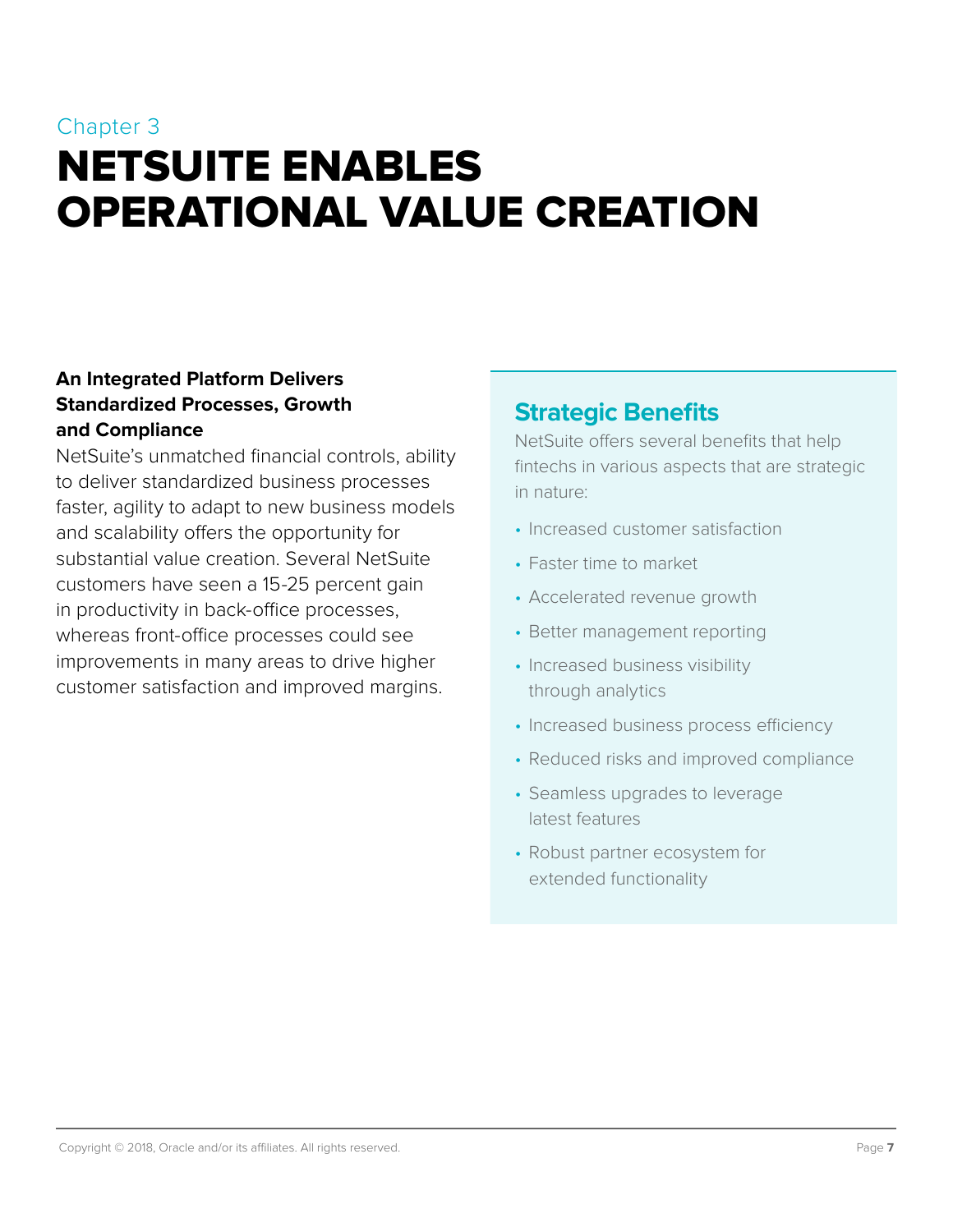Chapter 3

# NETSUITE ENABLES OPERATIONAL VALUE CREATION

**An Integrated Platform Delivers Standardized Processes, Growth and Compliance**

NetSuite's unmatched financial controls, ability to deliver standardized business processes faster, agility to adapt to new business models and scalability offers the opportunity for substantial value creation. Several NetSuite customers have seen a 15-25 percent gain in productivity in back-office processes, whereas front-office processes could see improvements in many areas to drive higher customer satisfaction and improved margins.

## Strategic Benefits

NetSuite offers several benefits that help fintechs in various aspects that are strategic in nature:

- Increased customer satisfaction
- Faster time to market
- Accelerated revenue growth
- Better management reporting
- Increased business visibility through analytics
- Increased business process efficiency
- Reduced risks and improved compliance
- Seamless upgrades to leverage latest features
- Robust partner ecosystem for extended functionality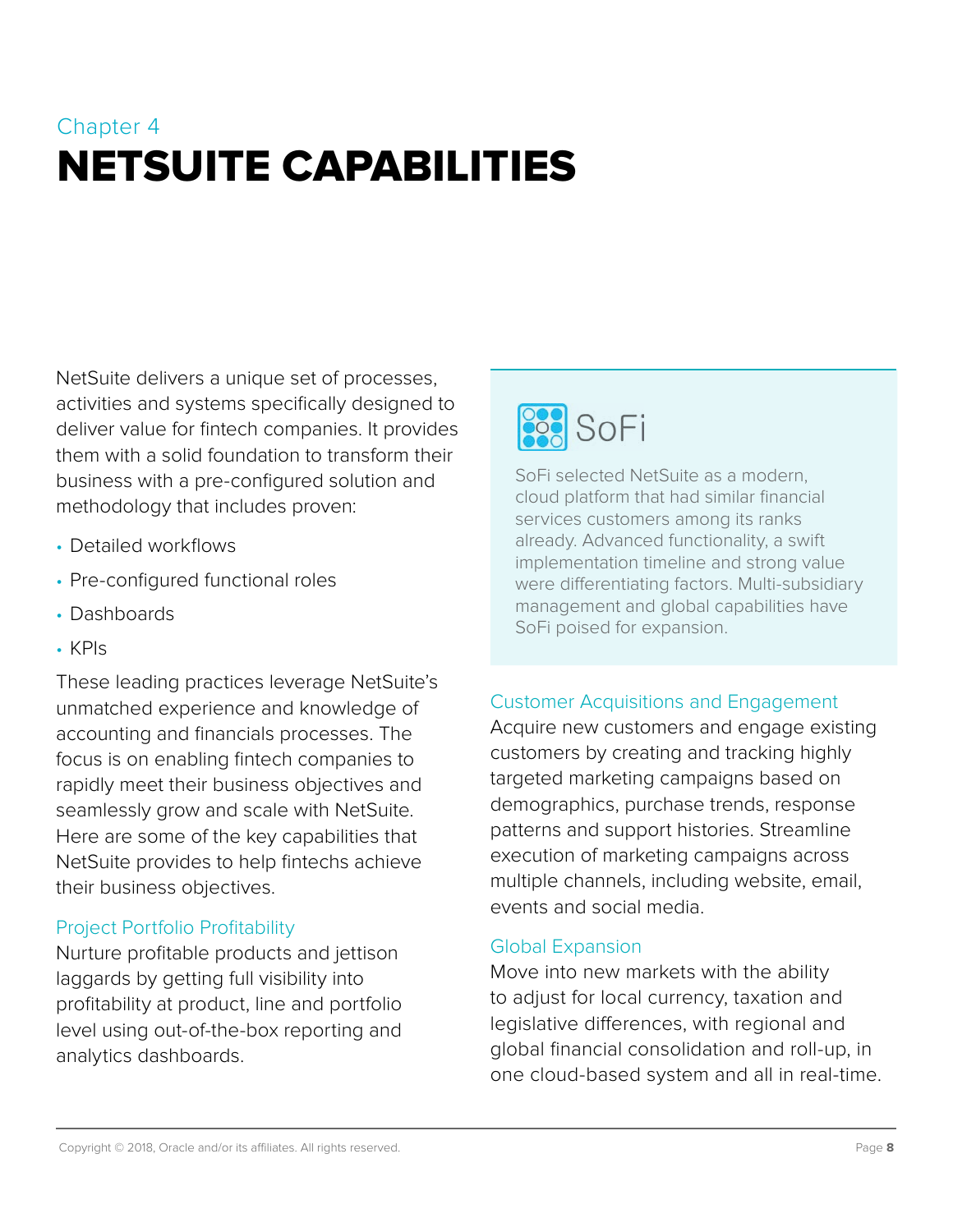Chapter 4

# NETSUITE CAPABILITIES

NetSuite delivers a unique set of processes, activities and systems specifically designed to deliver value for fintech companies. It provides them with a solid foundation to transform their business with a pre-configured solution and methodology that includes proven:

- Detailed workflows
- Pre-configured functional roles
- Dashboards
- KPIs

These leading practices leverage NetSuite's unmatched experience and knowledge of accounting and financials processes. The focus is on enabling fintech companies to rapidly meet their business objectives and seamlessly grow and scale with NetSuite. Here are some of the key capabilities that NetSuite provides to help fintechs achieve their business objectives.

### Project Portfolio Profitability

Nurture profitable products and jettison laggards by getting full visibility into profitability at product, line and portfolio level using out-of-the-box reporting and analytics dashboards.

> SoFi
>
> SoFi selected NetSuite as a modern, cloud platform that had similar financial services customers among its ranks already. Advanced functionality, a swift implementation timeline and strong value were differentiating factors. Multi-subsidiary management and global capabilities have SoFi poised for expansion.

### Customer Acquisitions and Engagement

Acquire new customers and engage existing customers by creating and tracking highly targeted marketing campaigns based on demographics, purchase trends, response patterns and support histories. Streamline execution of marketing campaigns across multiple channels, including website, email, events and social media.

### Global Expansion

Move into new markets with the ability to adjust for local currency, taxation and legislative differences, with regional and global financial consolidation and roll-up, in one cloud-based system and all in real-time.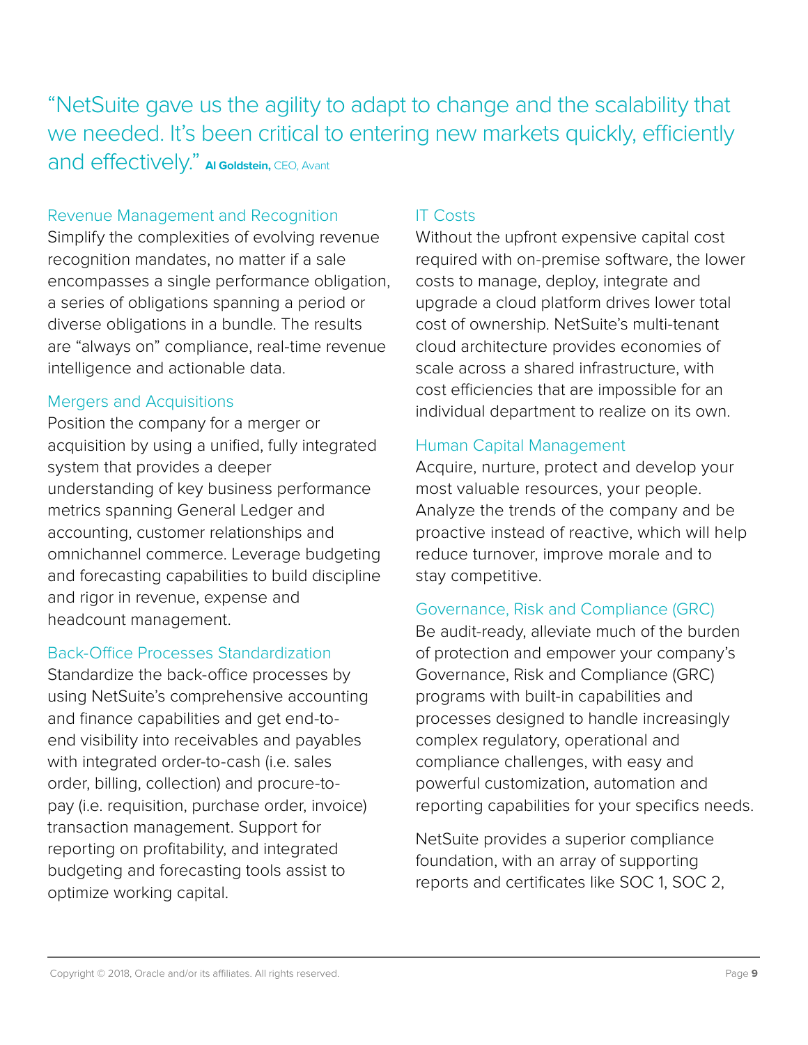> "NetSuite gave us the agility to adapt to change and the scalability that we needed. It's been critical to entering new markets quickly, efficiently and effectively." **Al Goldstein,** CEO, Avant

### Revenue Management and Recognition

Simplify the complexities of evolving revenue recognition mandates, no matter if a sale encompasses a single performance obligation, a series of obligations spanning a period or diverse obligations in a bundle. The results are "always on" compliance, real-time revenue intelligence and actionable data.

### Mergers and Acquisitions

Position the company for a merger or acquisition by using a unified, fully integrated system that provides a deeper understanding of key business performance metrics spanning General Ledger and accounting, customer relationships and omnichannel commerce. Leverage budgeting and forecasting capabilities to build discipline and rigor in revenue, expense and headcount management.

### Back-Office Processes Standardization

Standardize the back-office processes by using NetSuite's comprehensive accounting and finance capabilities and get end-to-end visibility into receivables and payables with integrated order-to-cash (i.e. sales order, billing, collection) and procure-to-pay (i.e. requisition, purchase order, invoice) transaction management. Support for reporting on profitability, and integrated budgeting and forecasting tools assist to optimize working capital.

### IT Costs

Without the upfront expensive capital cost required with on-premise software, the lower costs to manage, deploy, integrate and upgrade a cloud platform drives lower total cost of ownership. NetSuite's multi-tenant cloud architecture provides economies of scale across a shared infrastructure, with cost efficiencies that are impossible for an individual department to realize on its own.

### Human Capital Management

Acquire, nurture, protect and develop your most valuable resources, your people. Analyze the trends of the company and be proactive instead of reactive, which will help reduce turnover, improve morale and to stay competitive.

### Governance, Risk and Compliance (GRC)

Be audit-ready, alleviate much of the burden of protection and empower your company's Governance, Risk and Compliance (GRC) programs with built-in capabilities and processes designed to handle increasingly complex regulatory, operational and compliance challenges, with easy and powerful customization, automation and reporting capabilities for your specifics needs.

NetSuite provides a superior compliance foundation, with an array of supporting reports and certificates like SOC 1, SOC 2,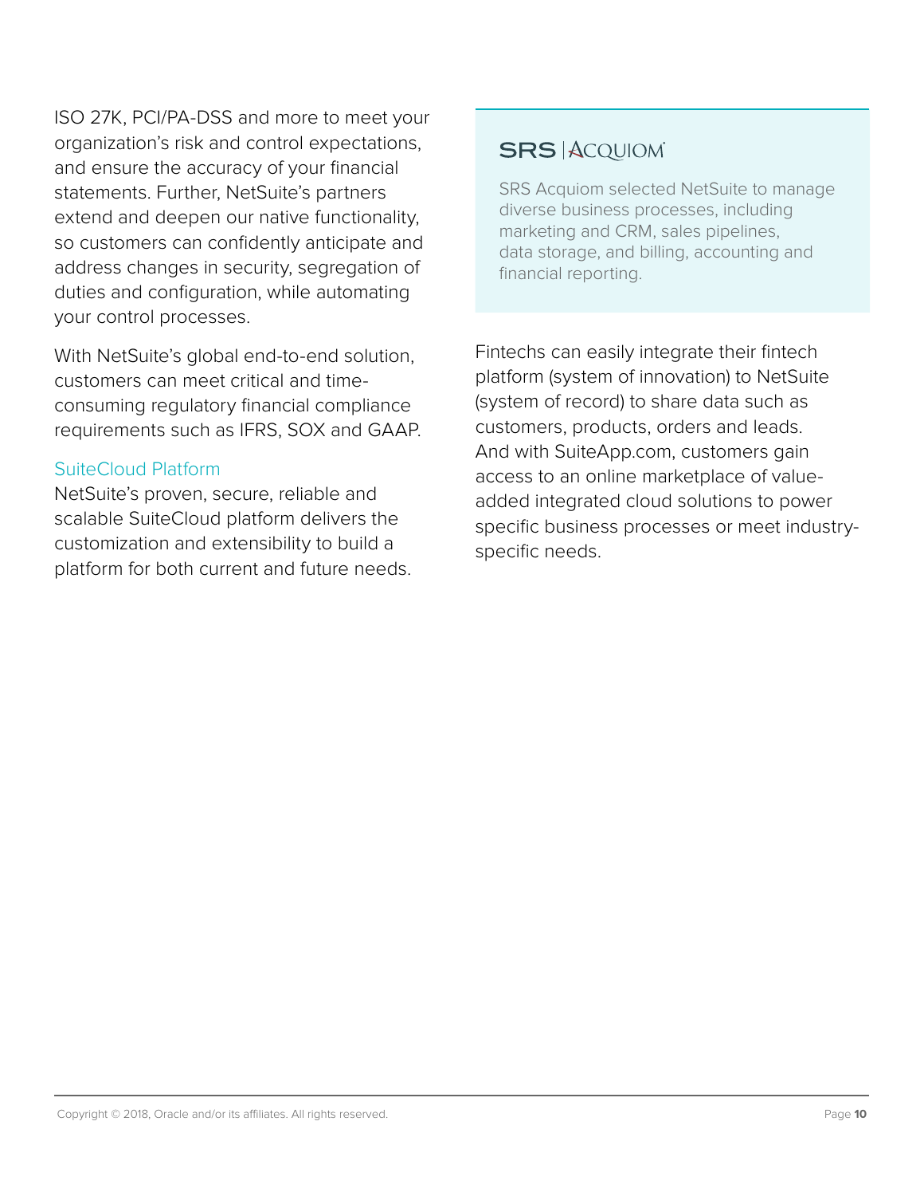ISO 27K, PCI/PA-DSS and more to meet your organization's risk and control expectations, and ensure the accuracy of your financial statements. Further, NetSuite's partners extend and deepen our native functionality, so customers can confidently anticipate and address changes in security, segregation of duties and configuration, while automating your control processes.

With NetSuite's global end-to-end solution, customers can meet critical and time-consuming regulatory financial compliance requirements such as IFRS, SOX and GAAP.

### SuiteCloud Platform

NetSuite's proven, secure, reliable and scalable SuiteCloud platform delivers the customization and extensibility to build a platform for both current and future needs.

**SRS | ACQUIOM**

SRS Acquiom selected NetSuite to manage diverse business processes, including marketing and CRM, sales pipelines, data storage, and billing, accounting and financial reporting.

Fintechs can easily integrate their fintech platform (system of innovation) to NetSuite (system of record) to share data such as customers, products, orders and leads. And with SuiteApp.com, customers gain access to an online marketplace of value-added integrated cloud solutions to power specific business processes or meet industry-specific needs.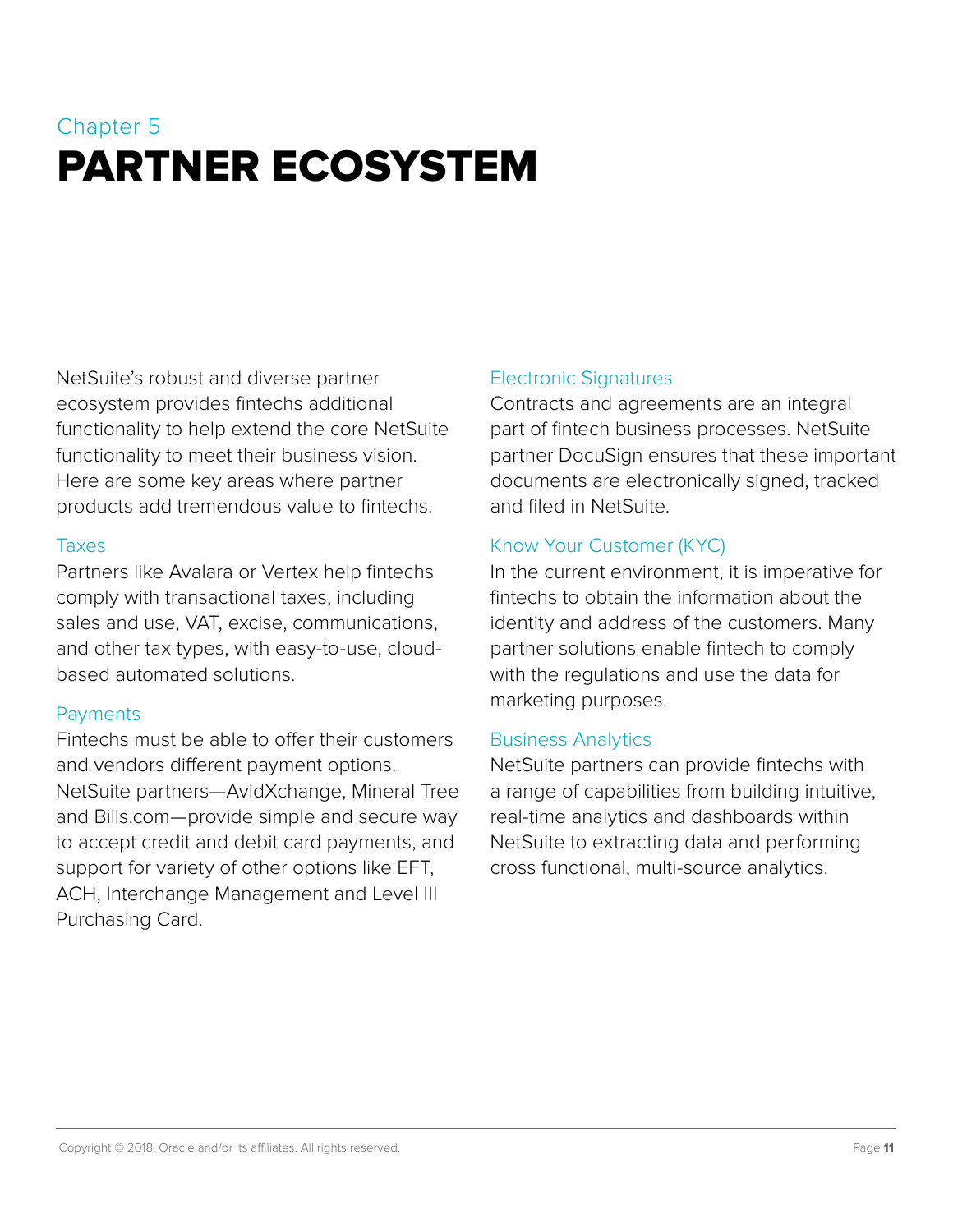Chapter 5

# PARTNER ECOSYSTEM

NetSuite's robust and diverse partner ecosystem provides fintechs additional functionality to help extend the core NetSuite functionality to meet their business vision. Here are some key areas where partner products add tremendous value to fintechs.

### Taxes

Partners like Avalara or Vertex help fintechs comply with transactional taxes, including sales and use, VAT, excise, communications, and other tax types, with easy-to-use, cloud-based automated solutions.

### Payments

Fintechs must be able to offer their customers and vendors different payment options. NetSuite partners—AvidXchange, Mineral Tree and Bills.com—provide simple and secure way to accept credit and debit card payments, and support for variety of other options like EFT, ACH, Interchange Management and Level III Purchasing Card.

### Electronic Signatures

Contracts and agreements are an integral part of fintech business processes. NetSuite partner DocuSign ensures that these important documents are electronically signed, tracked and filed in NetSuite.

### Know Your Customer (KYC)

In the current environment, it is imperative for fintechs to obtain the information about the identity and address of the customers. Many partner solutions enable fintech to comply with the regulations and use the data for marketing purposes.

### Business Analytics

NetSuite partners can provide fintechs with a range of capabilities from building intuitive, real-time analytics and dashboards within NetSuite to extracting data and performing cross functional, multi-source analytics.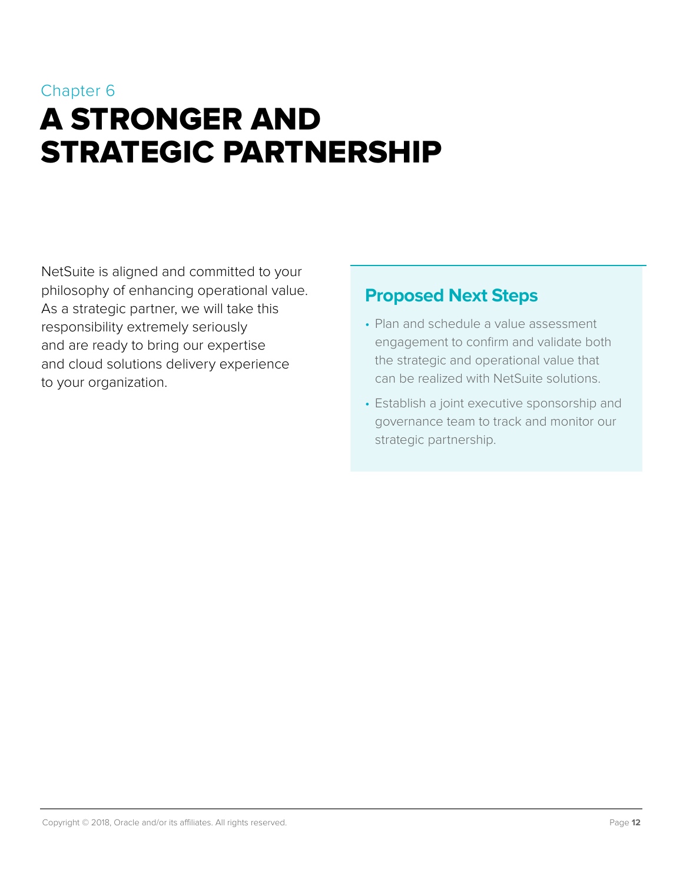Chapter 6

# A STRONGER AND STRATEGIC PARTNERSHIP

NetSuite is aligned and committed to your philosophy of enhancing operational value. As a strategic partner, we will take this responsibility extremely seriously and are ready to bring our expertise and cloud solutions delivery experience to your organization.

## Proposed Next Steps

- Plan and schedule a value assessment engagement to confirm and validate both the strategic and operational value that can be realized with NetSuite solutions.
- Establish a joint executive sponsorship and governance team to track and monitor our strategic partnership.

Copyright © 2018, Oracle and/or its affiliates. All rights reserved.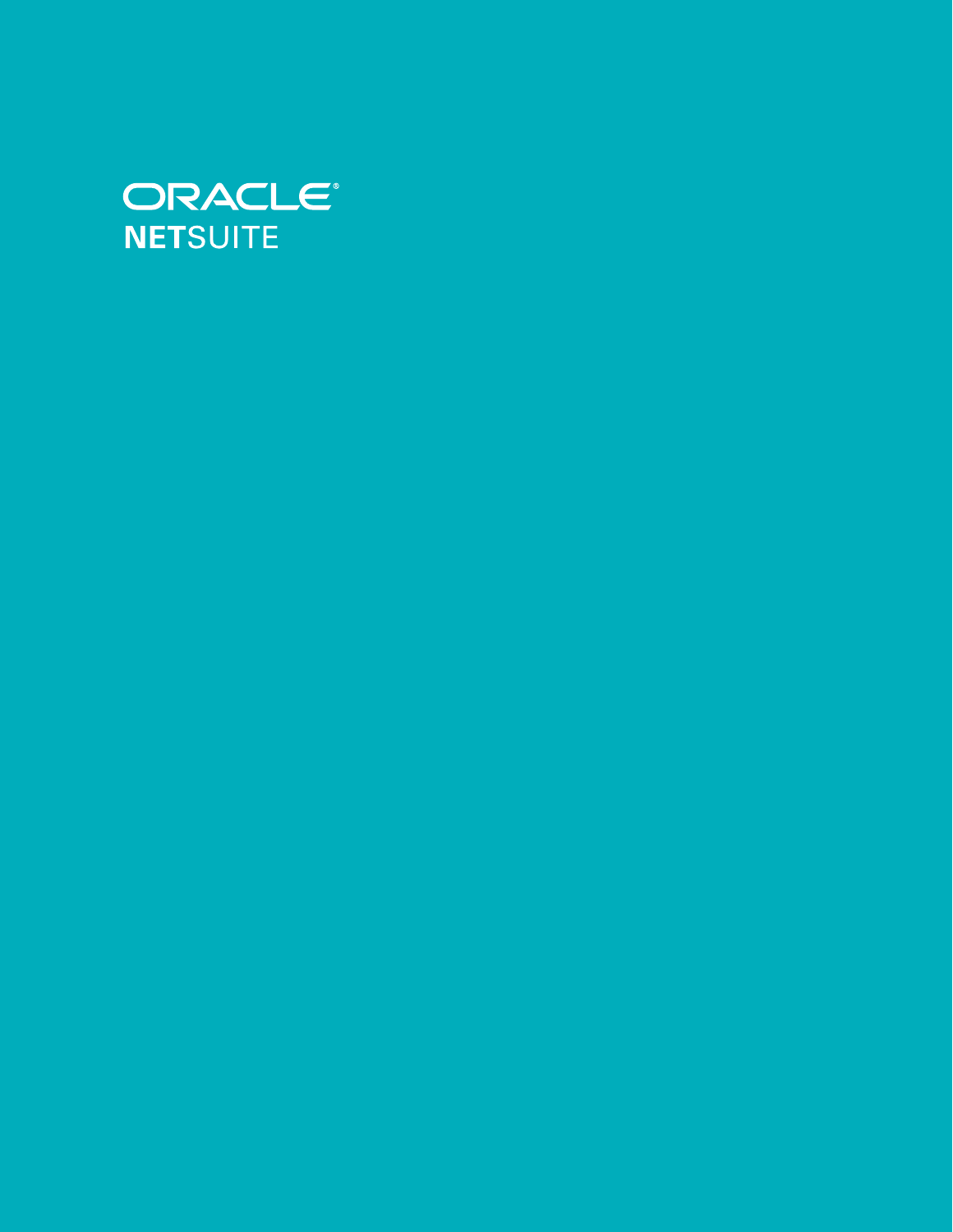ORACLE®

NETSUITE